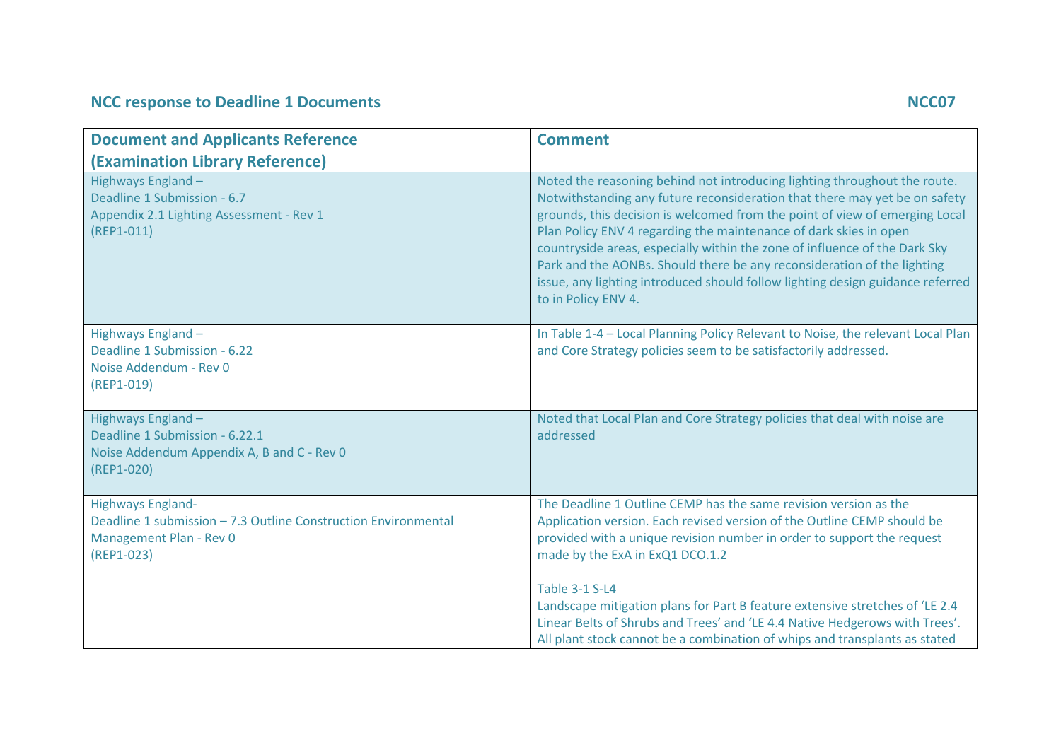## NCC response to Deadline 1 Documents

NCC07

| Document and Applicants Reference (Examination Library Reference) | Comment |
| --- | --- |
| Highways England – Deadline 1 Submission - 6.7 Appendix 2.1 Lighting Assessment - Rev 1 (REP1-011) | Noted the reasoning behind not introducing lighting throughout the route. Notwithstanding any future reconsideration that there may yet be on safety grounds, this decision is welcomed from the point of view of emerging Local Plan Policy ENV 4 regarding the maintenance of dark skies in open countryside areas, especially within the zone of influence of the Dark Sky Park and the AONBs. Should there be any reconsideration of the lighting issue, any lighting introduced should follow lighting design guidance referred to in Policy ENV 4. |
| Highways England – Deadline 1 Submission - 6.22 Noise Addendum - Rev 0 (REP1-019) | In Table 1-4 – Local Planning Policy Relevant to Noise, the relevant Local Plan and Core Strategy policies seem to be satisfactorily addressed. |
| Highways England – Deadline 1 Submission - 6.22.1 Noise Addendum Appendix A, B and C - Rev 0 (REP1-020) | Noted that Local Plan and Core Strategy policies that deal with noise are addressed |
| Highways England- Deadline 1 submission – 7.3 Outline Construction Environmental Management Plan - Rev 0 (REP1-023) | The Deadline 1 Outline CEMP has the same revision version as the Application version. Each revised version of the Outline CEMP should be provided with a unique revision number in order to support the request made by the ExA in ExQ1 DCO.1.2<br><br>Table 3-1 S-L4<br>Landscape mitigation plans for Part B feature extensive stretches of 'LE 2.4 Linear Belts of Shrubs and Trees' and 'LE 4.4 Native Hedgerows with Trees'. All plant stock cannot be a combination of whips and transplants as stated |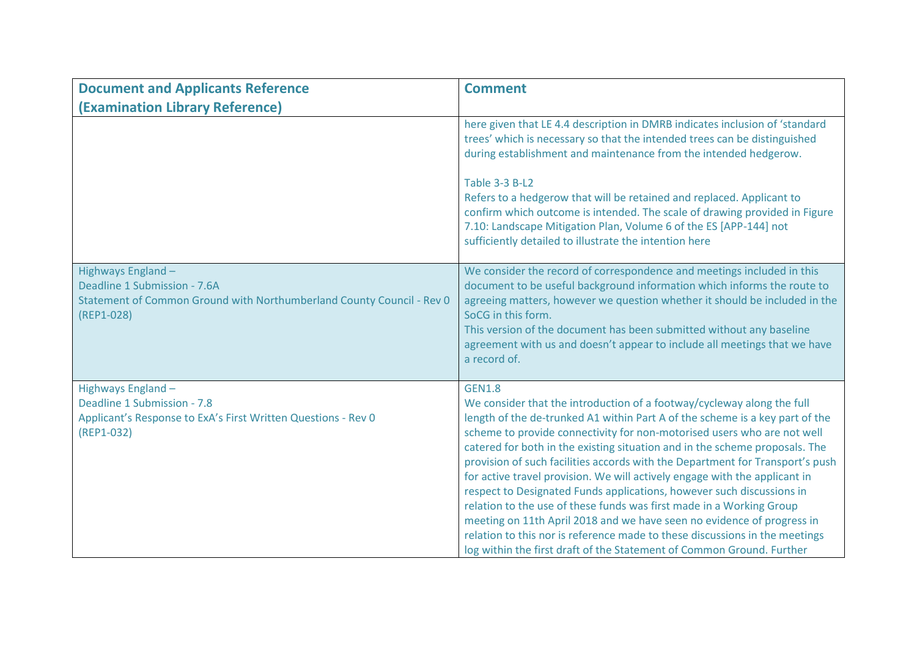| Document and Applicants Reference (Examination Library Reference) | Comment |
|---|---|
| | here given that LE 4.4 description in DMRB indicates inclusion of 'standard trees' which is necessary so that the intended trees can be distinguished during establishment and maintenance from the intended hedgerow.<br><br>Table 3-3 B-L2<br>Refers to a hedgerow that will be retained and replaced. Applicant to confirm which outcome is intended. The scale of drawing provided in Figure 7.10: Landscape Mitigation Plan, Volume 6 of the ES [APP-144] not sufficiently detailed to illustrate the intention here |
| Highways England –<br>Deadline 1 Submission - 7.6A<br>Statement of Common Ground with Northumberland County Council - Rev 0<br>(REP1-028) | We consider the record of correspondence and meetings included in this document to be useful background information which informs the route to agreeing matters, however we question whether it should be included in the SoCG in this form.<br>This version of the document has been submitted without any baseline agreement with us and doesn't appear to include all meetings that we have a record of. |
| Highways England –<br>Deadline 1 Submission - 7.8<br>Applicant's Response to ExA's First Written Questions - Rev 0<br>(REP1-032) | GEN1.8<br>We consider that the introduction of a footway/cycleway along the full length of the de-trunked A1 within Part A of the scheme is a key part of the scheme to provide connectivity for non-motorised users who are not well catered for both in the existing situation and in the scheme proposals. The provision of such facilities accords with the Department for Transport's push for active travel provision. We will actively engage with the applicant in respect to Designated Funds applications, however such discussions in relation to the use of these funds was first made in a Working Group meeting on 11th April 2018 and we have seen no evidence of progress in relation to this nor is reference made to these discussions in the meetings log within the first draft of the Statement of Common Ground. Further |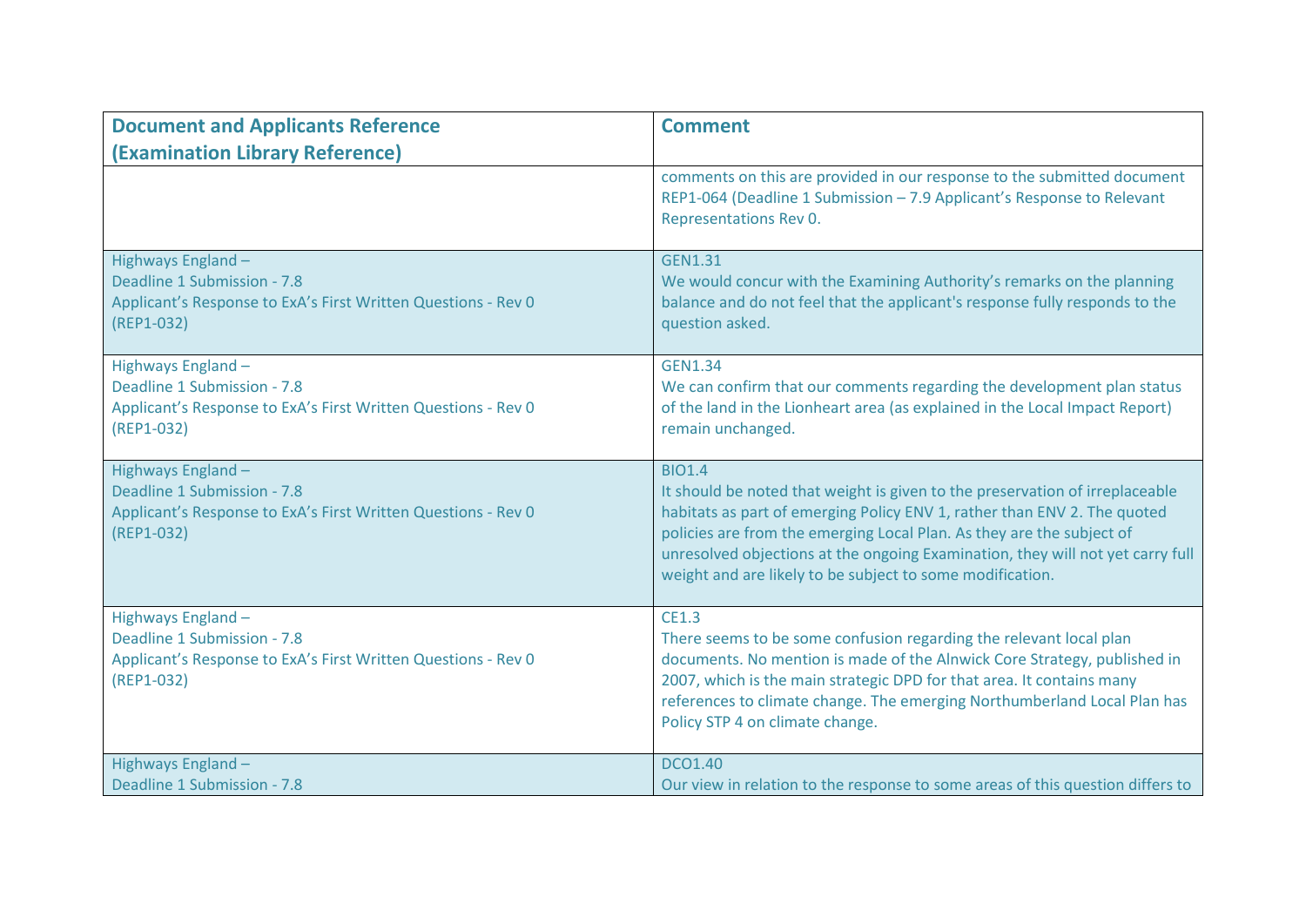| Document and Applicants Reference (Examination Library Reference) | Comment |
|---|---|
| | comments on this are provided in our response to the submitted document REP1-064 (Deadline 1 Submission – 7.9 Applicant's Response to Relevant Representations Rev 0. |
| Highways England – Deadline 1 Submission - 7.8 Applicant's Response to ExA's First Written Questions - Rev 0 (REP1-032) | GEN1.31 We would concur with the Examining Authority's remarks on the planning balance and do not feel that the applicant's response fully responds to the question asked. |
| Highways England – Deadline 1 Submission - 7.8 Applicant's Response to ExA's First Written Questions - Rev 0 (REP1-032) | GEN1.34 We can confirm that our comments regarding the development plan status of the land in the Lionheart area (as explained in the Local Impact Report) remain unchanged. |
| Highways England – Deadline 1 Submission - 7.8 Applicant's Response to ExA's First Written Questions - Rev 0 (REP1-032) | BIO1.4 It should be noted that weight is given to the preservation of irreplaceable habitats as part of emerging Policy ENV 1, rather than ENV 2. The quoted policies are from the emerging Local Plan. As they are the subject of unresolved objections at the ongoing Examination, they will not yet carry full weight and are likely to be subject to some modification. |
| Highways England – Deadline 1 Submission - 7.8 Applicant's Response to ExA's First Written Questions - Rev 0 (REP1-032) | CE1.3 There seems to be some confusion regarding the relevant local plan documents. No mention is made of the Alnwick Core Strategy, published in 2007, which is the main strategic DPD for that area. It contains many references to climate change. The emerging Northumberland Local Plan has Policy STP 4 on climate change. |
| Highways England – Deadline 1 Submission - 7.8 | DCO1.40 Our view in relation to the response to some areas of this question differs to |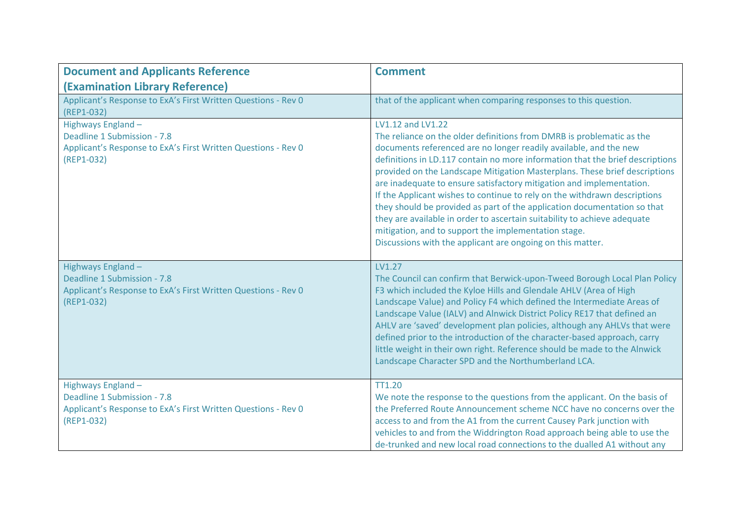| Document and Applicants Reference (Examination Library Reference) | Comment |
|---|---|
| Applicant's Response to ExA's First Written Questions - Rev 0 (REP1-032) | that of the applicant when comparing responses to this question. |
| Highways England – Deadline 1 Submission - 7.8 Applicant's Response to ExA's First Written Questions - Rev 0 (REP1-032) | LV1.12 and LV1.22 The reliance on the older definitions from DMRB is problematic as the documents referenced are no longer readily available, and the new definitions in LD.117 contain no more information that the brief descriptions provided on the Landscape Mitigation Masterplans. These brief descriptions are inadequate to ensure satisfactory mitigation and implementation. If the Applicant wishes to continue to rely on the withdrawn descriptions they should be provided as part of the application documentation so that they are available in order to ascertain suitability to achieve adequate mitigation, and to support the implementation stage. Discussions with the applicant are ongoing on this matter. |
| Highways England – Deadline 1 Submission - 7.8 Applicant's Response to ExA's First Written Questions - Rev 0 (REP1-032) | LV1.27 The Council can confirm that Berwick-upon-Tweed Borough Local Plan Policy F3 which included the Kyloe Hills and Glendale AHLV (Area of High Landscape Value) and Policy F4 which defined the Intermediate Areas of Landscape Value (IALV) and Alnwick District Policy RE17 that defined an AHLV are 'saved' development plan policies, although any AHLVs that were defined prior to the introduction of the character-based approach, carry little weight in their own right. Reference should be made to the Alnwick Landscape Character SPD and the Northumberland LCA. |
| Highways England – Deadline 1 Submission - 7.8 Applicant's Response to ExA's First Written Questions - Rev 0 (REP1-032) | TT1.20 We note the response to the questions from the applicant. On the basis of the Preferred Route Announcement scheme NCC have no concerns over the access to and from the A1 from the current Causey Park junction with vehicles to and from the Widdrington Road approach being able to use the de-trunked and new local road connections to the dualled A1 without any |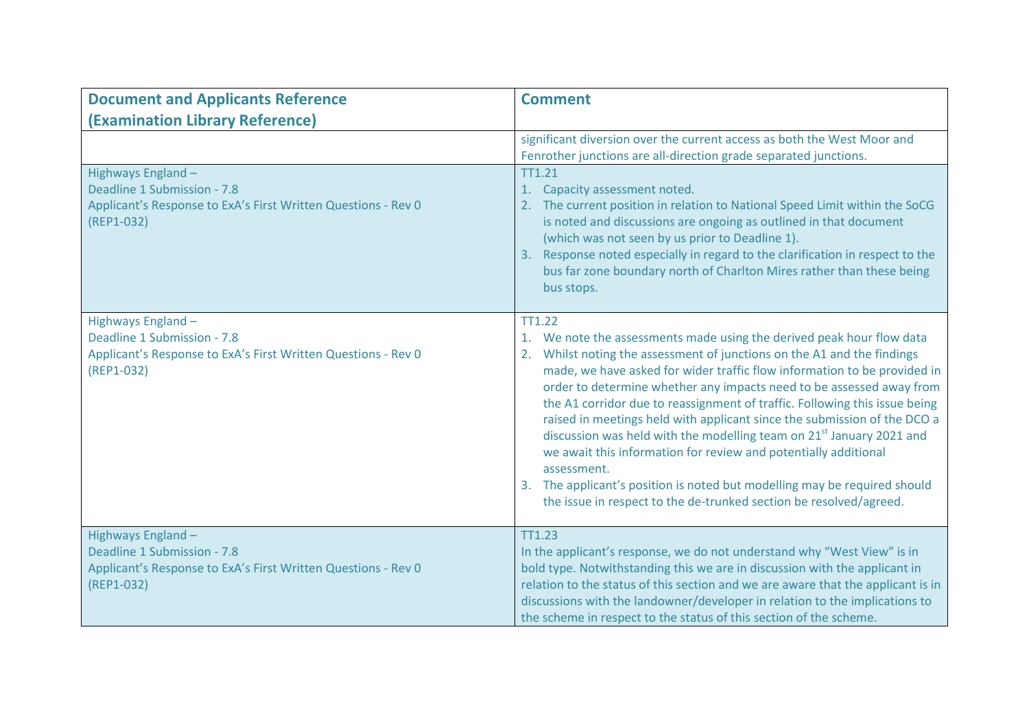| Document and Applicants Reference (Examination Library Reference) | Comment |
|---|---|
| | significant diversion over the current access as both the West Moor and Fenrother junctions are all-direction grade separated junctions. |
| Highways England – Deadline 1 Submission - 7.8 Applicant's Response to ExA's First Written Questions - Rev 0 (REP1-032) | TT1.21<br>1. Capacity assessment noted.<br>2. The current position in relation to National Speed Limit within the SoCG is noted and discussions are ongoing as outlined in that document (which was not seen by us prior to Deadline 1).<br>3. Response noted especially in regard to the clarification in respect to the bus far zone boundary north of Charlton Mires rather than these being bus stops. |
| Highways England – Deadline 1 Submission - 7.8 Applicant's Response to ExA's First Written Questions - Rev 0 (REP1-032) | TT1.22<br>1. We note the assessments made using the derived peak hour flow data<br>2. Whilst noting the assessment of junctions on the A1 and the findings made, we have asked for wider traffic flow information to be provided in order to determine whether any impacts need to be assessed away from the A1 corridor due to reassignment of traffic. Following this issue being raised in meetings held with applicant since the submission of the DCO a discussion was held with the modelling team on 21st January 2021 and we await this information for review and potentially additional assessment.<br>3. The applicant's position is noted but modelling may be required should the issue in respect to the de-trunked section be resolved/agreed. |
| Highways England – Deadline 1 Submission - 7.8 Applicant's Response to ExA's First Written Questions - Rev 0 (REP1-032) | TT1.23<br>In the applicant's response, we do not understand why "West View" is in bold type. Notwithstanding this we are in discussion with the applicant in relation to the status of this section and we are aware that the applicant is in discussions with the landowner/developer in relation to the implications to the scheme in respect to the status of this section of the scheme. |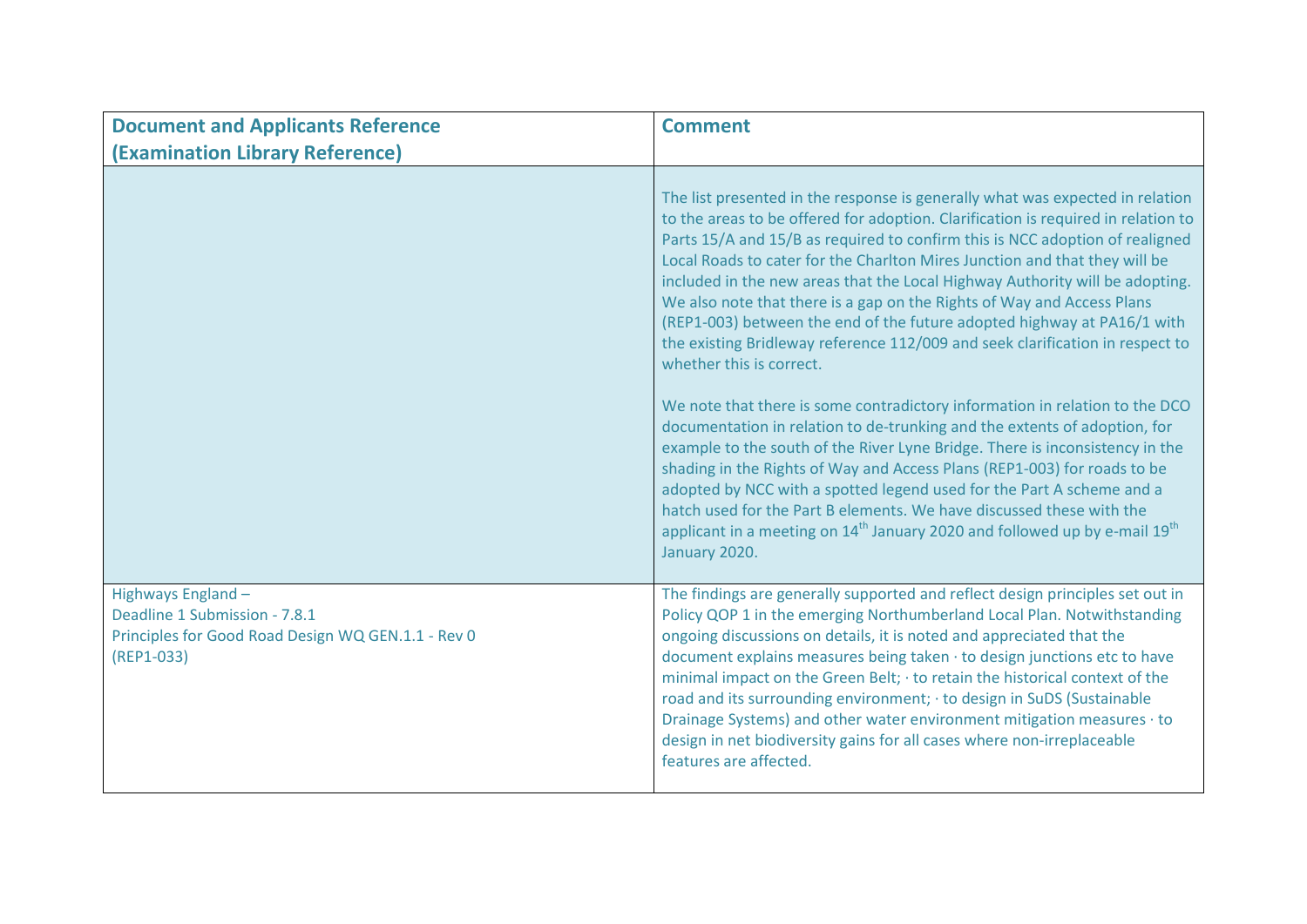| Document and Applicants Reference (Examination Library Reference) | Comment |
|---|---|
| | The list presented in the response is generally what was expected in relation to the areas to be offered for adoption. Clarification is required in relation to Parts 15/A and 15/B as required to confirm this is NCC adoption of realigned Local Roads to cater for the Charlton Mires Junction and that they will be included in the new areas that the Local Highway Authority will be adopting. We also note that there is a gap on the Rights of Way and Access Plans (REP1-003) between the end of the future adopted highway at PA16/1 with the existing Bridleway reference 112/009 and seek clarification in respect to whether this is correct.<br><br>We note that there is some contradictory information in relation to the DCO documentation in relation to de-trunking and the extents of adoption, for example to the south of the River Lyne Bridge. There is inconsistency in the shading in the Rights of Way and Access Plans (REP1-003) for roads to be adopted by NCC with a spotted legend used for the Part A scheme and a hatch used for the Part B elements. We have discussed these with the applicant in a meeting on 14th January 2020 and followed up by e-mail 19th January 2020. |
| Highways England –<br>Deadline 1 Submission - 7.8.1<br>Principles for Good Road Design WQ GEN.1.1 - Rev 0<br>(REP1-033) | The findings are generally supported and reflect design principles set out in Policy QOP 1 in the emerging Northumberland Local Plan. Notwithstanding ongoing discussions on details, it is noted and appreciated that the document explains measures being taken · to design junctions etc to have minimal impact on the Green Belt; · to retain the historical context of the road and its surrounding environment; · to design in SuDS (Sustainable Drainage Systems) and other water environment mitigation measures · to design in net biodiversity gains for all cases where non-irreplaceable features are affected. |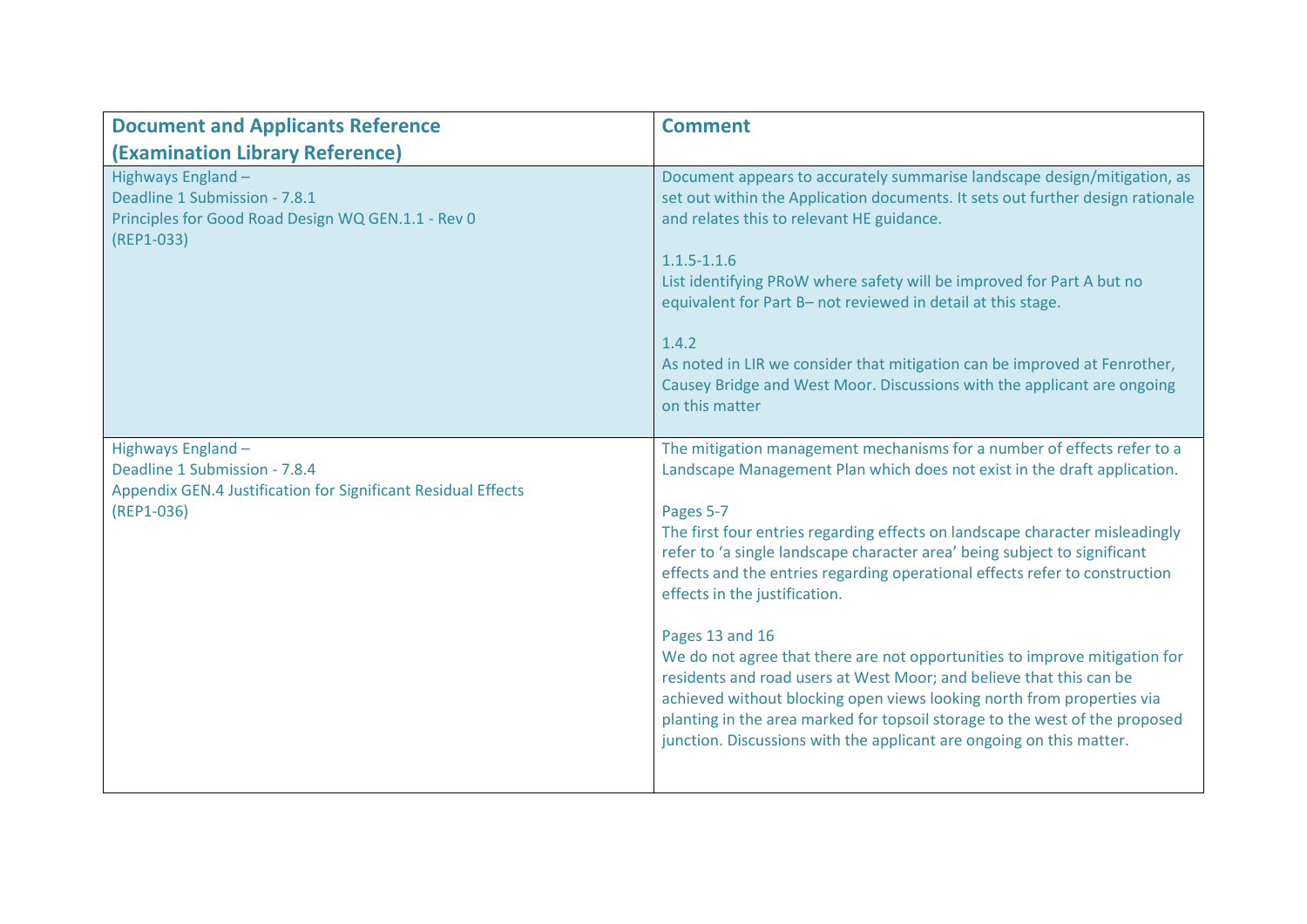| Document and Applicants Reference (Examination Library Reference) | Comment |
| --- | --- |
| Highways England – <br>Deadline 1 Submission - 7.8.1 <br>Principles for Good Road Design WQ GEN.1.1 - Rev 0 <br>(REP1-033) | Document appears to accurately summarise landscape design/mitigation, as set out within the Application documents. It sets out further design rationale and relates this to relevant HE guidance.<br><br>1.1.5-1.1.6<br>List identifying PRoW where safety will be improved for Part A but no equivalent for Part B– not reviewed in detail at this stage.<br><br>1.4.2<br>As noted in LIR we consider that mitigation can be improved at Fenrother, Causey Bridge and West Moor. Discussions with the applicant are ongoing on this matter |
| Highways England – <br>Deadline 1 Submission - 7.8.4 <br>Appendix GEN.4 Justification for Significant Residual Effects <br>(REP1-036) | The mitigation management mechanisms for a number of effects refer to a Landscape Management Plan which does not exist in the draft application.<br><br>Pages 5-7<br>The first four entries regarding effects on landscape character misleadingly refer to 'a single landscape character area' being subject to significant effects and the entries regarding operational effects refer to construction effects in the justification.<br><br>Pages 13 and 16<br>We do not agree that there are not opportunities to improve mitigation for residents and road users at West Moor; and believe that this can be achieved without blocking open views looking north from properties via planting in the area marked for topsoil storage to the west of the proposed junction. Discussions with the applicant are ongoing on this matter. |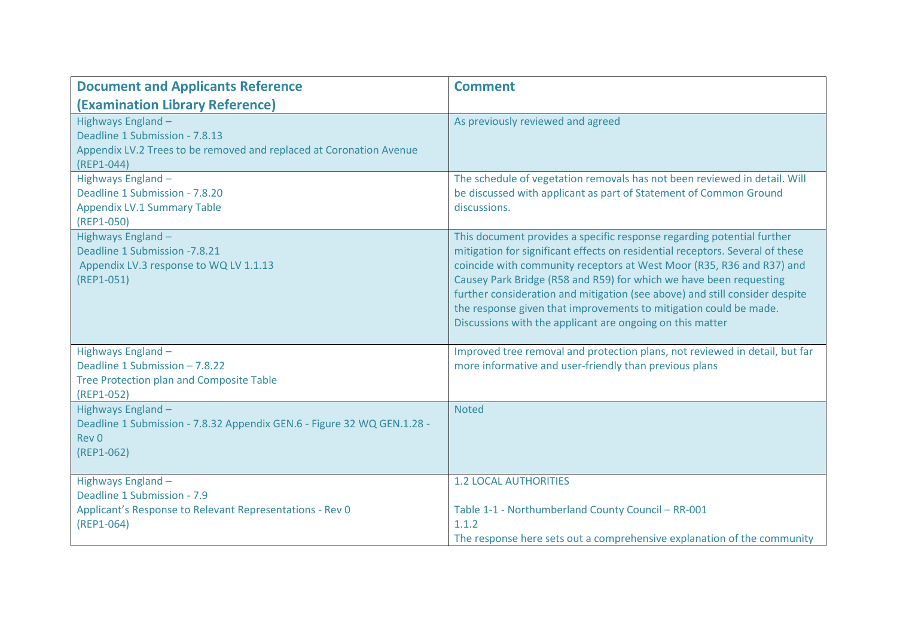| Document and Applicants Reference (Examination Library Reference) | Comment |
|---|---|
| Highways England – Deadline 1 Submission - 7.8.13 Appendix LV.2 Trees to be removed and replaced at Coronation Avenue (REP1-044) | As previously reviewed and agreed |
| Highways England – Deadline 1 Submission - 7.8.20 Appendix LV.1 Summary Table (REP1-050) | The schedule of vegetation removals has not been reviewed in detail. Will be discussed with applicant as part of Statement of Common Ground discussions. |
| Highways England – Deadline 1 Submission -7.8.21 Appendix LV.3 response to WQ LV 1.1.13 (REP1-051) | This document provides a specific response regarding potential further mitigation for significant effects on residential receptors. Several of these coincide with community receptors at West Moor (R35, R36 and R37) and Causey Park Bridge (R58 and R59) for which we have been requesting further consideration and mitigation (see above) and still consider despite the response given that improvements to mitigation could be made. Discussions with the applicant are ongoing on this matter |
| Highways England – Deadline 1 Submission – 7.8.22 Tree Protection plan and Composite Table (REP1-052) | Improved tree removal and protection plans, not reviewed in detail, but far more informative and user-friendly than previous plans |
| Highways England – Deadline 1 Submission - 7.8.32 Appendix GEN.6 - Figure 32 WQ GEN.1.28 - Rev 0 (REP1-062) | Noted |
| Highways England – Deadline 1 Submission - 7.9 Applicant's Response to Relevant Representations - Rev 0 (REP1-064) | 1.2 LOCAL AUTHORITIES<br><br>Table 1-1 - Northumberland County Council – RR-001<br>1.1.2<br>The response here sets out a comprehensive explanation of the community |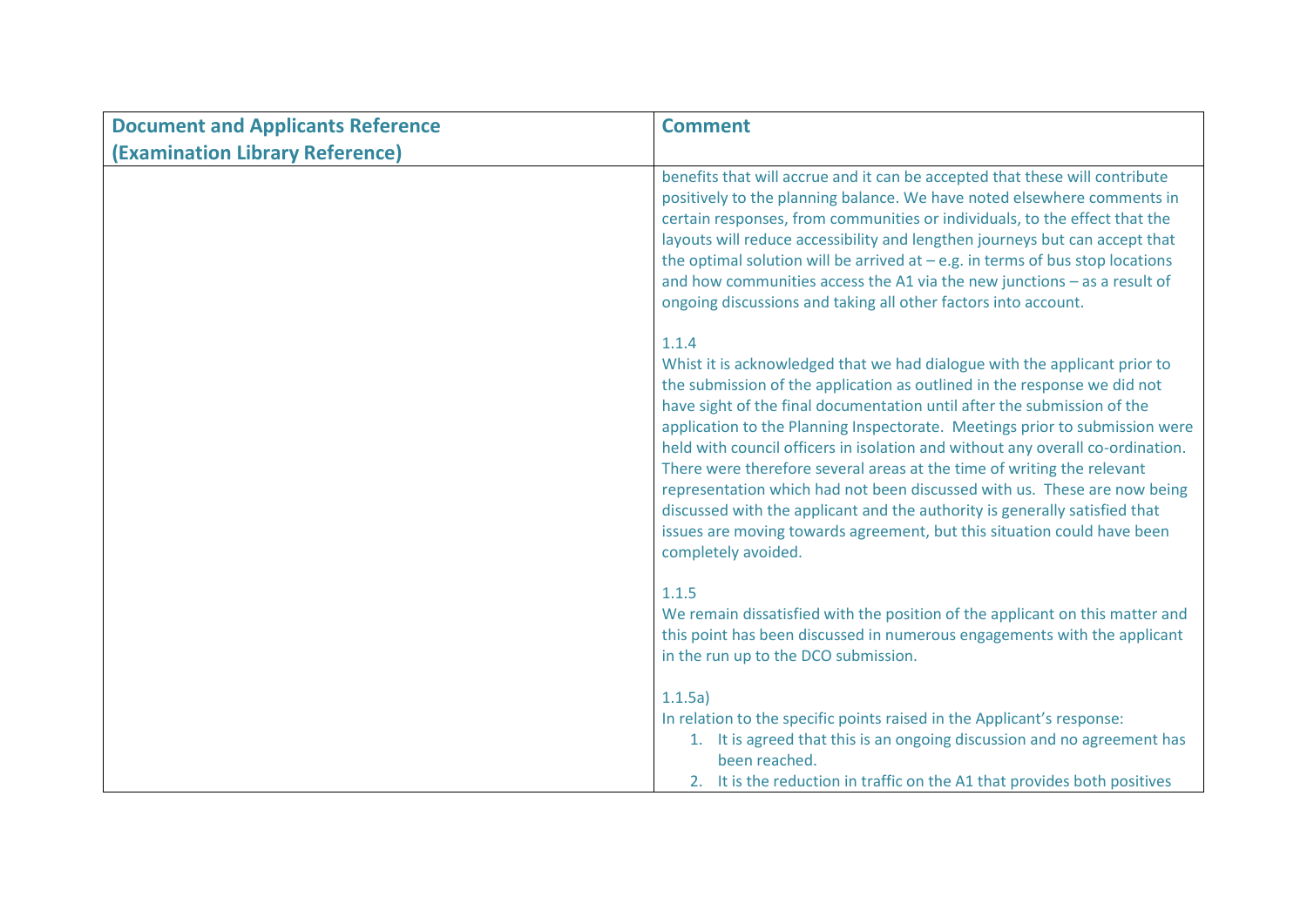| Document and Applicants Reference (Examination Library Reference) | Comment |
|---|---|
| | benefits that will accrue and it can be accepted that these will contribute positively to the planning balance. We have noted elsewhere comments in certain responses, from communities or individuals, to the effect that the layouts will reduce accessibility and lengthen journeys but can accept that the optimal solution will be arrived at – e.g. in terms of bus stop locations and how communities access the A1 via the new junctions – as a result of ongoing discussions and taking all other factors into account.<br><br>1.1.4<br>Whist it is acknowledged that we had dialogue with the applicant prior to the submission of the application as outlined in the response we did not have sight of the final documentation until after the submission of the application to the Planning Inspectorate. Meetings prior to submission were held with council officers in isolation and without any overall co-ordination. There were therefore several areas at the time of writing the relevant representation which had not been discussed with us. These are now being discussed with the applicant and the authority is generally satisfied that issues are moving towards agreement, but this situation could have been completely avoided.<br><br>1.1.5<br>We remain dissatisfied with the position of the applicant on this matter and this point has been discussed in numerous engagements with the applicant in the run up to the DCO submission.<br><br>1.1.5a)<br>In relation to the specific points raised in the Applicant's response:<br>1. It is agreed that this is an ongoing discussion and no agreement has been reached.<br>2. It is the reduction in traffic on the A1 that provides both positives |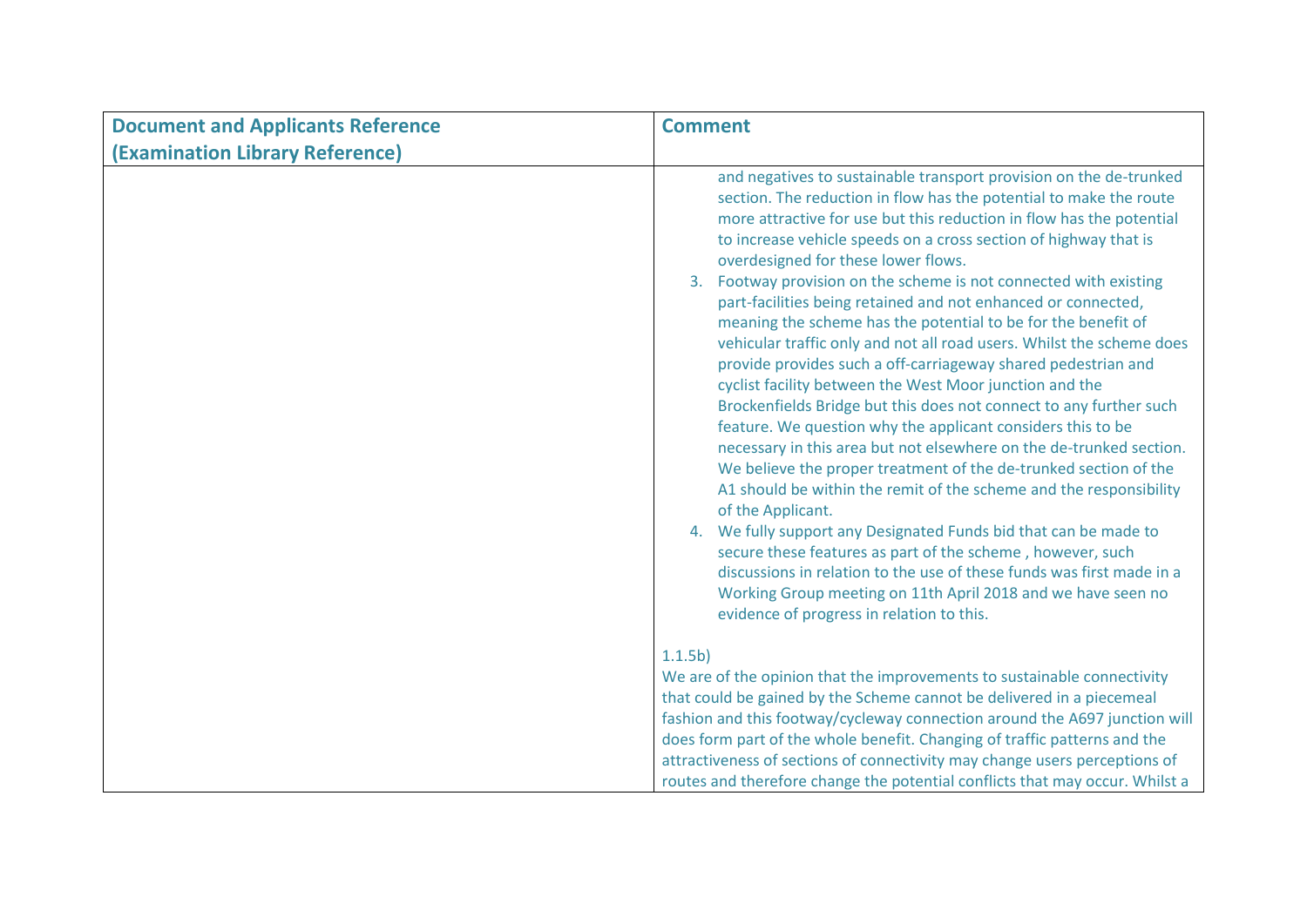| Document and Applicants Reference (Examination Library Reference) | Comment |
|---|---|
| | and negatives to sustainable transport provision on the de-trunked section. The reduction in flow has the potential to make the route more attractive for use but this reduction in flow has the potential to increase vehicle speeds on a cross section of highway that is overdesigned for these lower flows.<br>3. Footway provision on the scheme is not connected with existing part-facilities being retained and not enhanced or connected, meaning the scheme has the potential to be for the benefit of vehicular traffic only and not all road users. Whilst the scheme does provide provides such a off-carriageway shared pedestrian and cyclist facility between the West Moor junction and the Brockenfields Bridge but this does not connect to any further such feature. We question why the applicant considers this to be necessary in this area but not elsewhere on the de-trunked section. We believe the proper treatment of the de-trunked section of the A1 should be within the remit of the scheme and the responsibility of the Applicant.<br>4. We fully support any Designated Funds bid that can be made to secure these features as part of the scheme , however, such discussions in relation to the use of these funds was first made in a Working Group meeting on 11th April 2018 and we have seen no evidence of progress in relation to this.<br><br>1.1.5b)<br>We are of the opinion that the improvements to sustainable connectivity that could be gained by the Scheme cannot be delivered in a piecemeal fashion and this footway/cycleway connection around the A697 junction will does form part of the whole benefit. Changing of traffic patterns and the attractiveness of sections of connectivity may change users perceptions of routes and therefore change the potential conflicts that may occur. Whilst a |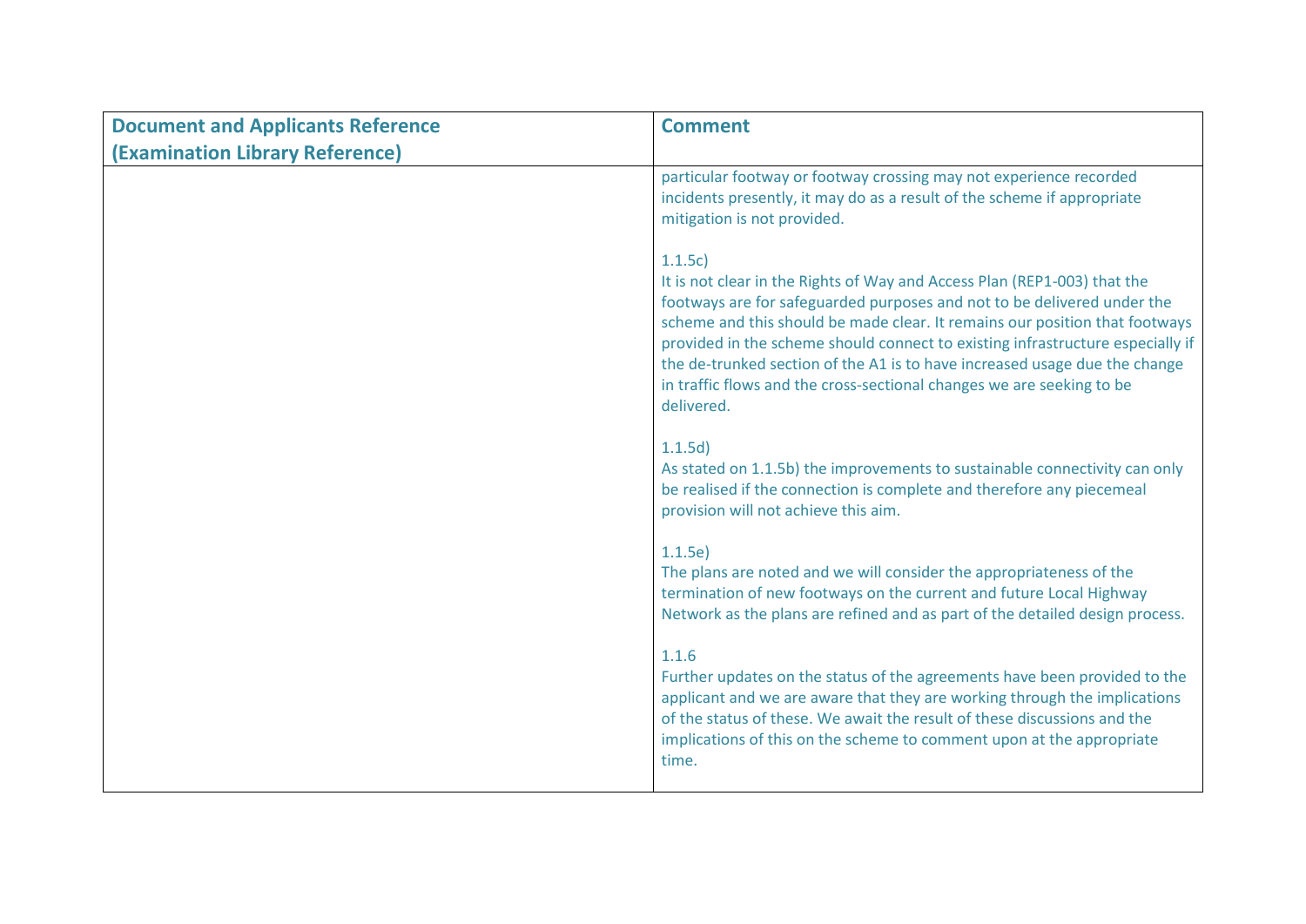| Document and Applicants Reference (Examination Library Reference) | Comment |
|---|---|
| | particular footway or footway crossing may not experience recorded incidents presently, it may do as a result of the scheme if appropriate mitigation is not provided.<br><br>1.1.5c)<br>It is not clear in the Rights of Way and Access Plan (REP1-003) that the footways are for safeguarded purposes and not to be delivered under the scheme and this should be made clear. It remains our position that footways provided in the scheme should connect to existing infrastructure especially if the de-trunked section of the A1 is to have increased usage due the change in traffic flows and the cross-sectional changes we are seeking to be delivered.<br><br>1.1.5d)<br>As stated on 1.1.5b) the improvements to sustainable connectivity can only be realised if the connection is complete and therefore any piecemeal provision will not achieve this aim.<br><br>1.1.5e)<br>The plans are noted and we will consider the appropriateness of the termination of new footways on the current and future Local Highway Network as the plans are refined and as part of the detailed design process.<br><br>1.1.6<br>Further updates on the status of the agreements have been provided to the applicant and we are aware that they are working through the implications of the status of these. We await the result of these discussions and the implications of this on the scheme to comment upon at the appropriate time. |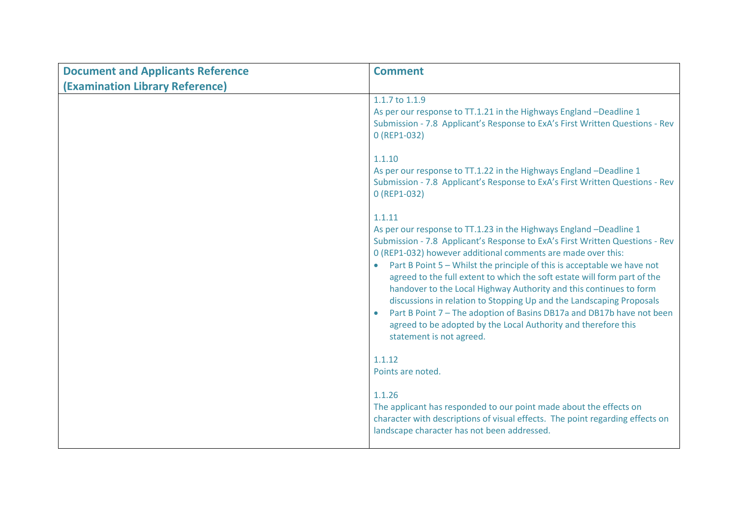| Document and Applicants Reference (Examination Library Reference) | Comment |
|---|---|
| | 1.1.7 to 1.1.9<br>As per our response to TT.1.21 in the Highways England –Deadline 1 Submission - 7.8 Applicant's Response to ExA's First Written Questions - Rev 0 (REP1-032)<br><br>1.1.10<br>As per our response to TT.1.22 in the Highways England –Deadline 1 Submission - 7.8 Applicant's Response to ExA's First Written Questions - Rev 0 (REP1-032)<br><br>1.1.11<br>As per our response to TT.1.23 in the Highways England –Deadline 1 Submission - 7.8 Applicant's Response to ExA's First Written Questions - Rev 0 (REP1-032) however additional comments are made over this:<br>• Part B Point 5 – Whilst the principle of this is acceptable we have not agreed to the full extent to which the soft estate will form part of the handover to the Local Highway Authority and this continues to form discussions in relation to Stopping Up and the Landscaping Proposals<br>• Part B Point 7 – The adoption of Basins DB17a and DB17b have not been agreed to be adopted by the Local Authority and therefore this statement is not agreed.<br><br>1.1.12<br>Points are noted.<br><br>1.1.26<br>The applicant has responded to our point made about the effects on character with descriptions of visual effects. The point regarding effects on landscape character has not been addressed. |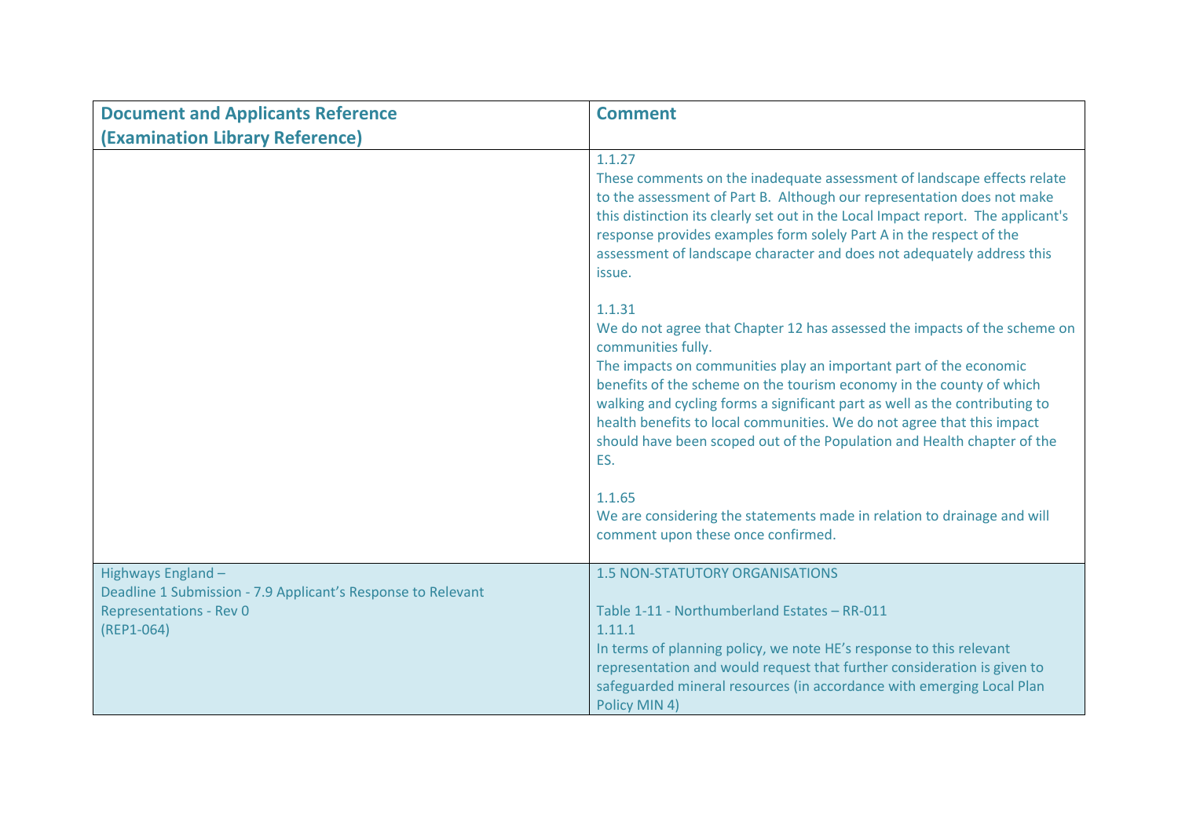| Document and Applicants Reference (Examination Library Reference) | Comment |
|---|---|
| | 1.1.27<br>These comments on the inadequate assessment of landscape effects relate to the assessment of Part B. Although our representation does not make this distinction its clearly set out in the Local Impact report. The applicant's response provides examples form solely Part A in the respect of the assessment of landscape character and does not adequately address this issue.<br><br>1.1.31<br>We do not agree that Chapter 12 has assessed the impacts of the scheme on communities fully.<br>The impacts on communities play an important part of the economic benefits of the scheme on the tourism economy in the county of which walking and cycling forms a significant part as well as the contributing to health benefits to local communities. We do not agree that this impact should have been scoped out of the Population and Health chapter of the ES.<br><br>1.1.65<br>We are considering the statements made in relation to drainage and will comment upon these once confirmed. |
| Highways England –<br>Deadline 1 Submission - 7.9 Applicant's Response to Relevant Representations - Rev 0<br>(REP1-064) | 1.5 NON-STATUTORY ORGANISATIONS<br><br>Table 1-11 - Northumberland Estates – RR-011<br>1.11.1<br>In terms of planning policy, we note HE's response to this relevant representation and would request that further consideration is given to safeguarded mineral resources (in accordance with emerging Local Plan Policy MIN 4) |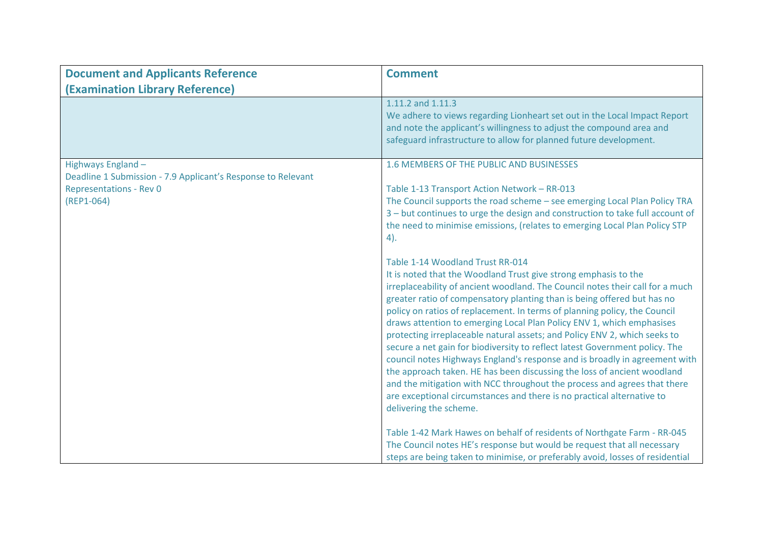| Document and Applicants Reference (Examination Library Reference) | Comment |
|---|---|
| | 1.11.2 and 1.11.3<br>We adhere to views regarding Lionheart set out in the Local Impact Report and note the applicant's willingness to adjust the compound area and safeguard infrastructure to allow for planned future development. |
| Highways England –<br>Deadline 1 Submission - 7.9 Applicant's Response to Relevant Representations - Rev 0<br>(REP1-064) | 1.6 MEMBERS OF THE PUBLIC AND BUSINESSES<br><br>Table 1-13 Transport Action Network – RR-013<br>The Council supports the road scheme – see emerging Local Plan Policy TRA 3 – but continues to urge the design and construction to take full account of the need to minimise emissions, (relates to emerging Local Plan Policy STP 4).<br><br>Table 1-14 Woodland Trust RR-014<br>It is noted that the Woodland Trust give strong emphasis to the irreplaceability of ancient woodland. The Council notes their call for a much greater ratio of compensatory planting than is being offered but has no policy on ratios of replacement. In terms of planning policy, the Council draws attention to emerging Local Plan Policy ENV 1, which emphasises protecting irreplaceable natural assets; and Policy ENV 2, which seeks to secure a net gain for biodiversity to reflect latest Government policy. The council notes Highways England's response and is broadly in agreement with the approach taken. HE has been discussing the loss of ancient woodland and the mitigation with NCC throughout the process and agrees that there are exceptional circumstances and there is no practical alternative to delivering the scheme.<br><br>Table 1-42 Mark Hawes on behalf of residents of Northgate Farm - RR-045<br>The Council notes HE's response but would be request that all necessary steps are being taken to minimise, or preferably avoid, losses of residential |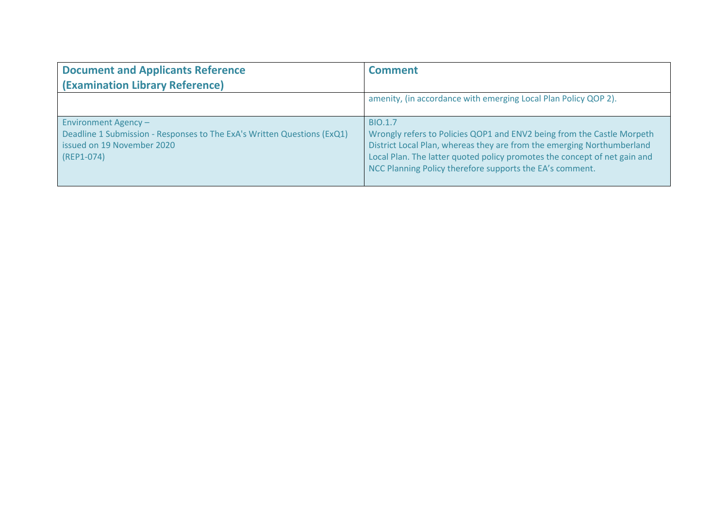| Document and Applicants Reference (Examination Library Reference) | Comment |
|---|---|
| | amenity, (in accordance with emerging Local Plan Policy QOP 2). |
| Environment Agency –<br>Deadline 1 Submission - Responses to The ExA's Written Questions (ExQ1) issued on 19 November 2020<br>(REP1-074) | BIO.1.7<br>Wrongly refers to Policies QOP1 and ENV2 being from the Castle Morpeth District Local Plan, whereas they are from the emerging Northumberland Local Plan. The latter quoted policy promotes the concept of net gain and NCC Planning Policy therefore supports the EA's comment. |